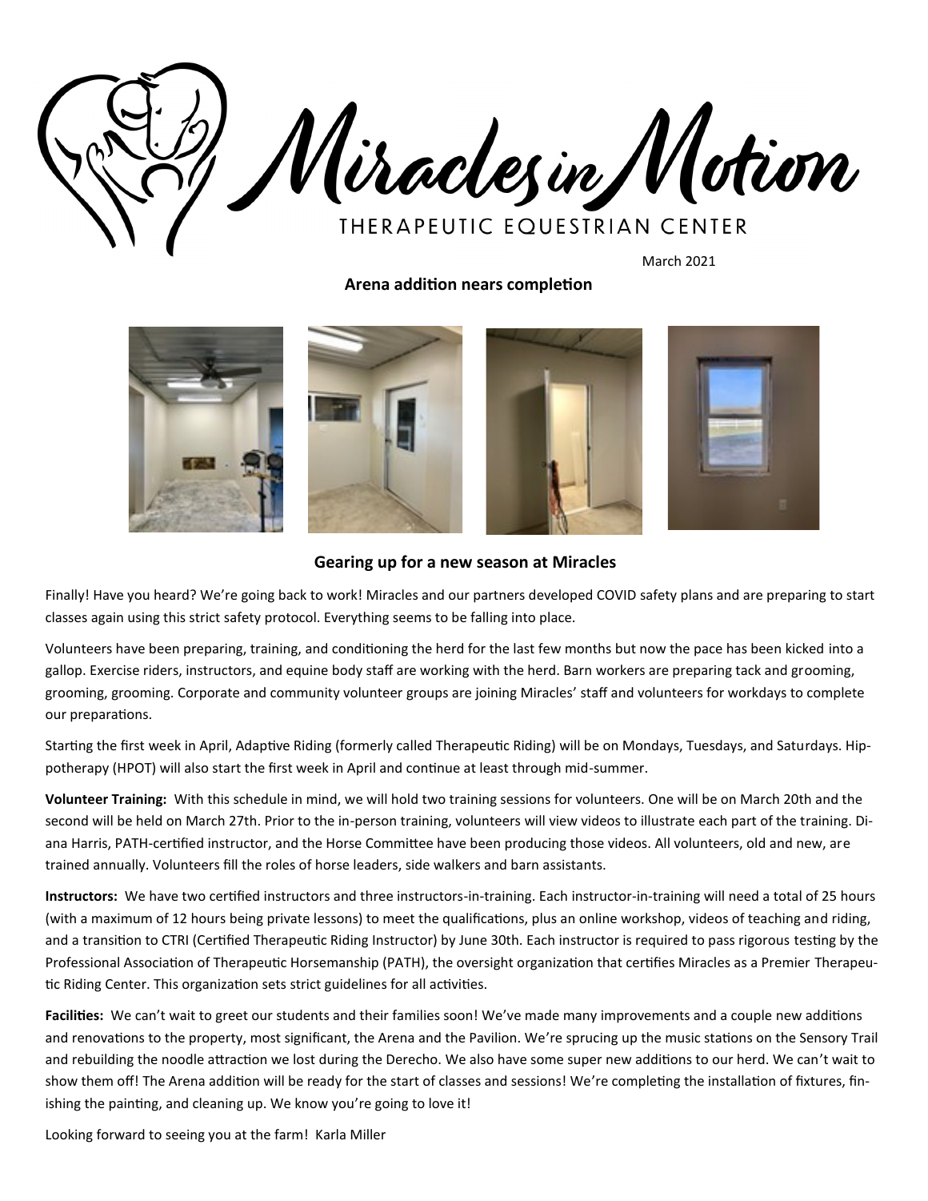# Miracles in Motion

THERAPEUTIC EQUESTRIAN CENTER

March 2021

**Arena addition nears completion**

## Gearing up for a new season at Miracles

Finally! Have you heard? We're going back to work! Miracles and our partners developed COVID safety plans and are preparing to start classes again using this strict safety protocol. Everything seems to be falling into place.

Volunteers have been preparing, training, and conditioning the herd for the last few months but now the pace has been kicked into a gallop. Exercise riders, instructors, and equine body staff are working with the herd. Barn workers are preparing tack and grooming, grooming, grooming. Corporate and community volunteer groups are joining Miracles' staff and volunteers for workdays to complete our preparations.

Starting the first week in April, Adaptive Riding (formerly called Therapeutic Riding) will be on Mondays, Tuesdays, and Saturdays. Hippotherapy (HPOT) will also start the first week in April and continue at least through mid-summer.

**Volunteer Training:** With this schedule in mind, we will hold two training sessions for volunteers. One will be on March 20th and the second will be held on March 27th. Prior to the in-person training, volunteers will view videos to illustrate each part of the training. Diana Harris, PATH-certified instructor, and the Horse Committee have been producing those videos. All volunteers, old and new, are trained annually. Volunteers fill the roles of horse leaders, side walkers and barn assistants.

**Instructors:** We have two certified instructors and three instructors-in-training. Each instructor-in-training will need a total of 25 hours (with a maximum of 12 hours being private lessons) to meet the qualifications, plus an online workshop, videos of teaching and riding, and a transition to CTRI (Certified Therapeutic Riding Instructor) by June 30th. Each instructor is required to pass rigorous testing by the Professional Association of Therapeutic Horsemanship (PATH), the oversight organization that certifies Miracles as a Premier Therapeutic Riding Center. This organization sets strict guidelines for all activities.

**Facilities:** We can't wait to greet our students and their families soon! We've made many improvements and a couple new additions and renovations to the property, most significant, the Arena and the Pavilion. We're sprucing up the music stations on the Sensory Trail and rebuilding the noodle attraction we lost during the Derecho. We also have some super new additions to our herd. We can't wait to show them off! The Arena addition will be ready for the start of classes and sessions! We're completing the installation of fixtures, finishing the painting, and cleaning up. We know you're going to love it!

Looking forward to seeing you at the farm! Karla Miller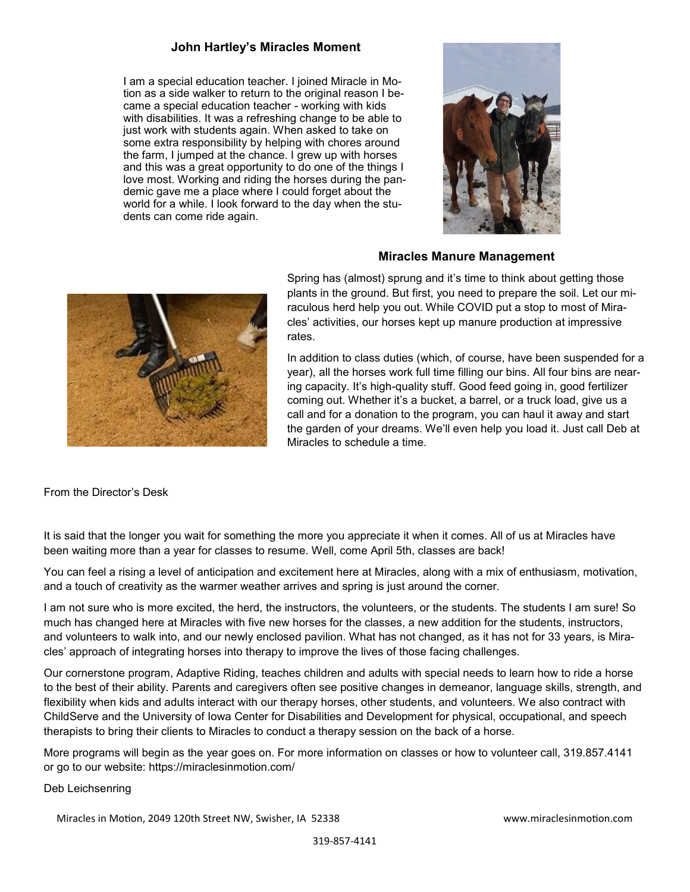### John Hartley's Miracles Moment

I am a special education teacher. I joined Miracle in Motion as a side walker to return to the original reason I became a special education teacher - working with kids with disabilities. It was a refreshing change to be able to just work with students again. When asked to take on some extra responsibility by helping with chores around the farm, I jumped at the chance. I grew up with horses and this was a great opportunity to do one of the things I love most. Working and riding the horses during the pandemic gave me a place where I could forget about the world for a while. I look forward to the day when the students can come ride again.

### Miracles Manure Management

Spring has (almost) sprung and it's time to think about getting those plants in the ground. But first, you need to prepare the soil. Let our miraculous herd help you out. While COVID put a stop to most of Miracles' activities, our horses kept up manure production at impressive rates.

In addition to class duties (which, of course, have been suspended for a year), all the horses work full time filling our bins. All four bins are nearing capacity. It's high-quality stuff. Good feed going in, good fertilizer coming out. Whether it's a bucket, a barrel, or a truck load, give us a call and for a donation to the program, you can haul it away and start the garden of your dreams. We'll even help you load it. Just call Deb at Miracles to schedule a time.

From the Director's Desk

It is said that the longer you wait for something the more you appreciate it when it comes. All of us at Miracles have been waiting more than a year for classes to resume. Well, come April 5th, classes are back!

You can feel a rising a level of anticipation and excitement here at Miracles, along with a mix of enthusiasm, motivation, and a touch of creativity as the warmer weather arrives and spring is just around the corner.

I am not sure who is more excited, the herd, the instructors, the volunteers, or the students. The students I am sure! So much has changed here at Miracles with five new horses for the classes, a new addition for the students, instructors, and volunteers to walk into, and our newly enclosed pavilion. What has not changed, as it has not for 33 years, is Miracles' approach of integrating horses into therapy to improve the lives of those facing challenges.

Our cornerstone program, Adaptive Riding, teaches children and adults with special needs to learn how to ride a horse to the best of their ability. Parents and caregivers often see positive changes in demeanor, language skills, strength, and flexibility when kids and adults interact with our therapy horses, other students, and volunteers. We also contract with ChildServe and the University of Iowa Center for Disabilities and Development for physical, occupational, and speech therapists to bring their clients to Miracles to conduct a therapy session on the back of a horse.

More programs will begin as the year goes on. For more information on classes or how to volunteer call, 319.857.4141 or go to our website: https://miraclesinmotion.com/

Deb Leichsenring

Miracles in Motion, 2049 120th Street NW, Swisher, IA 52338 www.miraclesinmotion.com

319-857-4141